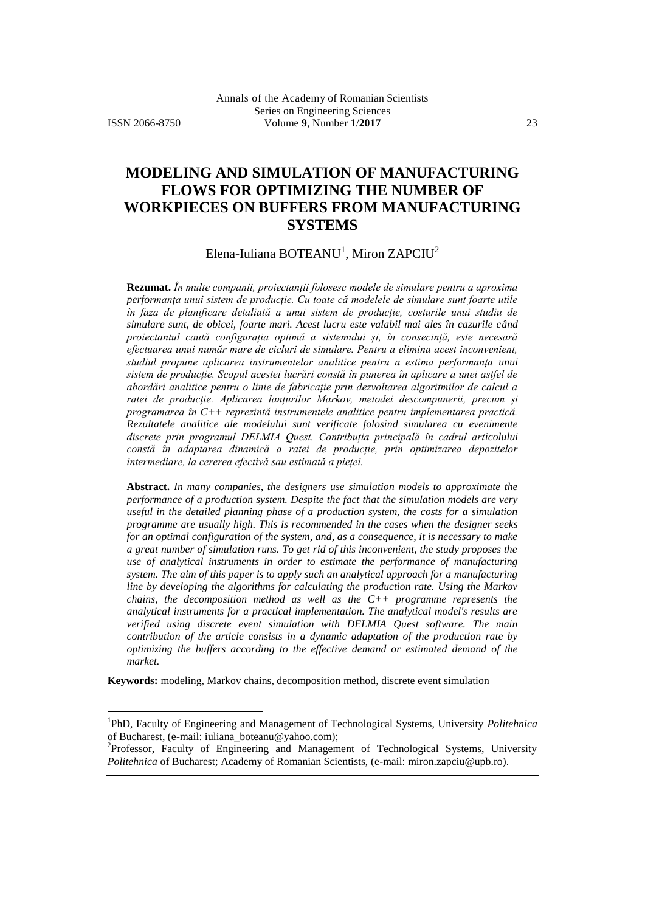# MODELING AND SIMULATION OF MANUFACTURING FLOWS FOR OPTIMIZING THE NUMBER OF WORKPIECES ON BUFFERS FROM MANUFACTURING SYSTEMS

Elena-Iuliana BOTEANU[1], Miron ZAPCIU[2]

**Rezumat.** *În multe companii, proiectanții folosesc modele de simulare pentru a aproxima performanța unui sistem de producție. Cu toate că modelele de simulare sunt foarte utile în faza de planificare detaliată a unui sistem de producție, costurile unui studiu de simulare sunt, de obicei, foarte mari. Acest lucru este valabil mai ales în cazurile când proiectantul caută configurația optimă a sistemului și, în consecință, este necesară efectuarea unui număr mare de cicluri de simulare. Pentru a elimina acest inconvenient, studiul propune aplicarea instrumentelor analitice pentru a estima performanța unui sistem de producție. Scopul acestei lucrări constă în punerea în aplicare a unei astfel de abordări analitice pentru o linie de fabricație prin dezvoltarea algoritmilor de calcul a ratei de producție. Aplicarea lanțurilor Markov, metodei descompunerii, precum și programarea în C++ reprezintă instrumentele analitice pentru implementarea practică. Rezultatele analitice ale modelului sunt verificate folosind simularea cu evenimente discrete prin programul DELMIA Quest. Contribuția principală în cadrul articolului constă în adaptarea dinamică a ratei de producție, prin optimizarea depozitelor intermediare, la cererea efectivă sau estimată a pieței.*

**Abstract.** *In many companies, the designers use simulation models to approximate the performance of a production system. Despite the fact that the simulation models are very useful in the detailed planning phase of a production system, the costs for a simulation programme are usually high. This is recommended in the cases when the designer seeks for an optimal configuration of the system, and, as a consequence, it is necessary to make a great number of simulation runs. To get rid of this inconvenient, the study proposes the use of analytical instruments in order to estimate the performance of manufacturing system. The aim of this paper is to apply such an analytical approach for a manufacturing line by developing the algorithms for calculating the production rate. Using the Markov chains, the decomposition method as well as the C++ programme represents the analytical instruments for a practical implementation. The analytical model's results are verified using discrete event simulation with DELMIA Quest software. The main contribution of the article consists in a dynamic adaptation of the production rate by optimizing the buffers according to the effective demand or estimated demand of the market.*

**Keywords:** modeling, Markov chains, decomposition method, discrete event simulation

---

[1]PhD, Faculty of Engineering and Management of Technological Systems, University *Politehnica* of Bucharest, (e-mail: iuliana_boteanu@yahoo.com);

[2]Professor, Faculty of Engineering and Management of Technological Systems, University *Politehnica* of Bucharest; Academy of Romanian Scientists, (e-mail: miron.zapciu@upb.ro).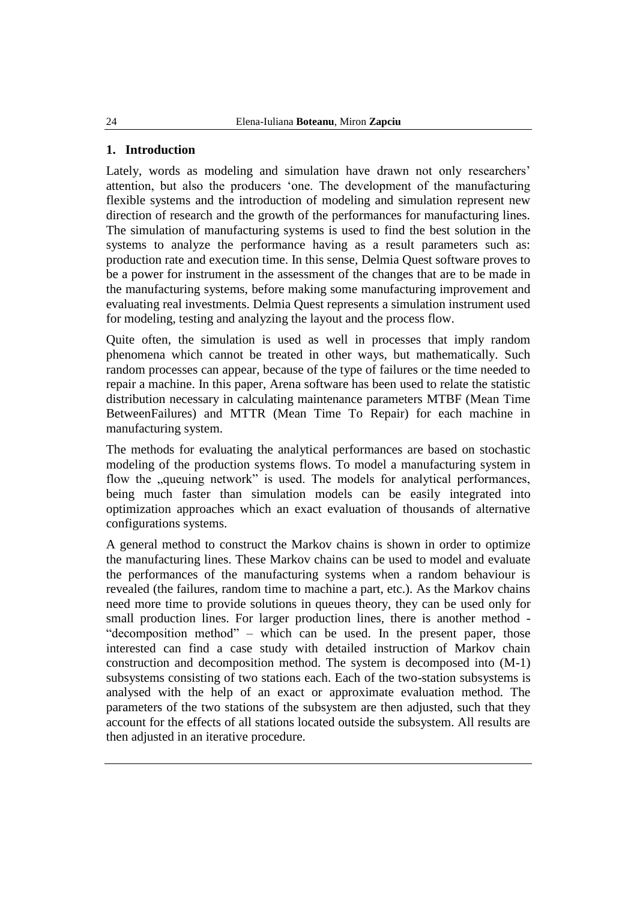## 1. Introduction

Lately, words as modeling and simulation have drawn not only researchers' attention, but also the producers 'one. The development of the manufacturing flexible systems and the introduction of modeling and simulation represent new direction of research and the growth of the performances for manufacturing lines. The simulation of manufacturing systems is used to find the best solution in the systems to analyze the performance having as a result parameters such as: production rate and execution time. In this sense, Delmia Quest software proves to be a power for instrument in the assessment of the changes that are to be made in the manufacturing systems, before making some manufacturing improvement and evaluating real investments. Delmia Quest represents a simulation instrument used for modeling, testing and analyzing the layout and the process flow.

Quite often, the simulation is used as well in processes that imply random phenomena which cannot be treated in other ways, but mathematically. Such random processes can appear, because of the type of failures or the time needed to repair a machine. In this paper, Arena software has been used to relate the statistic distribution necessary in calculating maintenance parameters MTBF (Mean Time BetweenFailures) and MTTR (Mean Time To Repair) for each machine in manufacturing system.

The methods for evaluating the analytical performances are based on stochastic modeling of the production systems flows. To model a manufacturing system in flow the „queuing network" is used. The models for analytical performances, being much faster than simulation models can be easily integrated into optimization approaches which an exact evaluation of thousands of alternative configurations systems.

A general method to construct the Markov chains is shown in order to optimize the manufacturing lines. These Markov chains can be used to model and evaluate the performances of the manufacturing systems when a random behaviour is revealed (the failures, random time to machine a part, etc.). As the Markov chains need more time to provide solutions in queues theory, they can be used only for small production lines. For larger production lines, there is another method - "decomposition method" – which can be used. In the present paper, those interested can find a case study with detailed instruction of Markov chain construction and decomposition method. The system is decomposed into (M-1) subsystems consisting of two stations each. Each of the two-station subsystems is analysed with the help of an exact or approximate evaluation method. The parameters of the two stations of the subsystem are then adjusted, such that they account for the effects of all stations located outside the subsystem. All results are then adjusted in an iterative procedure.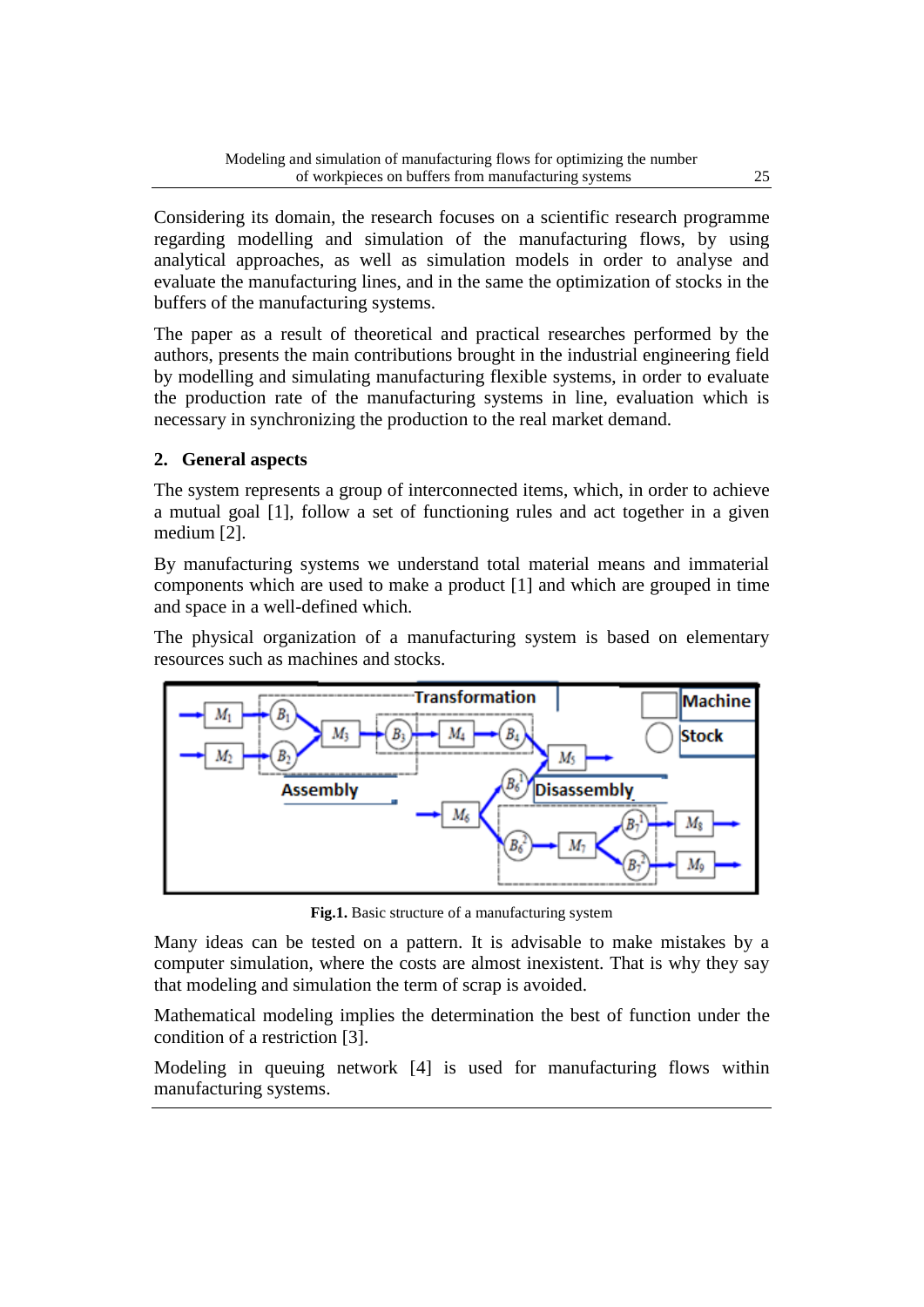Considering its domain, the research focuses on a scientific research programme regarding modelling and simulation of the manufacturing flows, by using analytical approaches, as well as simulation models in order to analyse and evaluate the manufacturing lines, and in the same the optimization of stocks in the buffers of the manufacturing systems.

The paper as a result of theoretical and practical researches performed by the authors, presents the main contributions brought in the industrial engineering field by modelling and simulating manufacturing flexible systems, in order to evaluate the production rate of the manufacturing systems in line, evaluation which is necessary in synchronizing the production to the real market demand.

## 2. General aspects

The system represents a group of interconnected items, which, in order to achieve a mutual goal [1], follow a set of functioning rules and act together in a given medium [2].

By manufacturing systems we understand total material means and immaterial components which are used to make a product [1] and which are grouped in time and space in a well-defined which.

The physical organization of a manufacturing system is based on elementary resources such as machines and stocks.

**Fig.1.** Basic structure of a manufacturing system

Many ideas can be tested on a pattern. It is advisable to make mistakes by a computer simulation, where the costs are almost inexistent. That is why they say that modeling and simulation the term of scrap is avoided.

Mathematical modeling implies the determination the best of function under the condition of a restriction [3].

Modeling in queuing network [4] is used for manufacturing flows within manufacturing systems.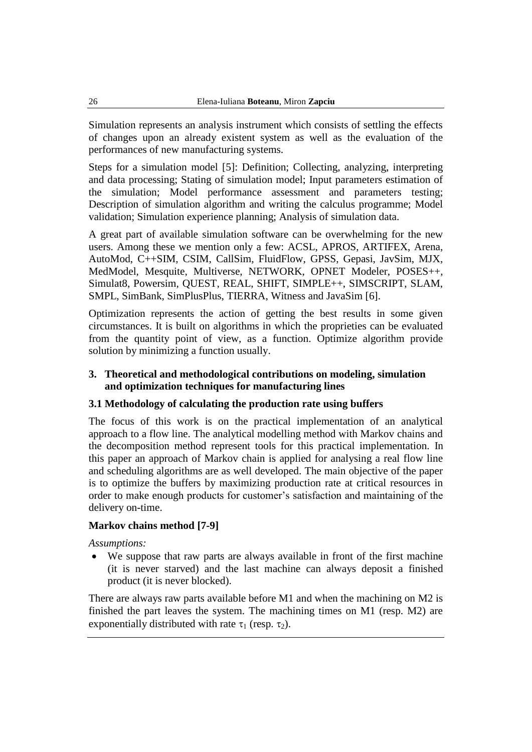Simulation represents an analysis instrument which consists of settling the effects of changes upon an already existent system as well as the evaluation of the performances of new manufacturing systems.

Steps for a simulation model [5]: Definition; Collecting, analyzing, interpreting and data processing; Stating of simulation model; Input parameters estimation of the simulation; Model performance assessment and parameters testing; Description of simulation algorithm and writing the calculus programme; Model validation; Simulation experience planning; Analysis of simulation data.

A great part of available simulation software can be overwhelming for the new users. Among these we mention only a few: ACSL, APROS, ARTIFEX, Arena, AutoMod, C++SIM, CSIM, CallSim, FluidFlow, GPSS, Gepasi, JavSim, MJX, MedModel, Mesquite, Multiverse, NETWORK, OPNET Modeler, POSES++, Simulat8, Powersim, QUEST, REAL, SHIFT, SIMPLE++, SIMSCRIPT, SLAM, SMPL, SimBank, SimPlusPlus, TIERRA, Witness and JavaSim [6].

Optimization represents the action of getting the best results in some given circumstances. It is built on algorithms in which the proprieties can be evaluated from the quantity point of view, as a function. Optimize algorithm provide solution by minimizing a function usually.

## 3. Theoretical and methodological contributions on modeling, simulation and optimization techniques for manufacturing lines

### 3.1 Methodology of calculating the production rate using buffers

The focus of this work is on the practical implementation of an analytical approach to a flow line. The analytical modelling method with Markov chains and the decomposition method represent tools for this practical implementation. In this paper an approach of Markov chain is applied for analysing a real flow line and scheduling algorithms are as well developed. The main objective of the paper is to optimize the buffers by maximizing production rate at critical resources in order to make enough products for customer's satisfaction and maintaining of the delivery on-time.

**Markov chains method [7-9]**

*Assumptions:*

- We suppose that raw parts are always available in front of the first machine (it is never starved) and the last machine can always deposit a finished product (it is never blocked).

There are always raw parts available before M1 and when the machining on M2 is finished the part leaves the system. The machining times on M1 (resp. M2) are exponentially distributed with rate $\tau_1$ (resp. $\tau_2$).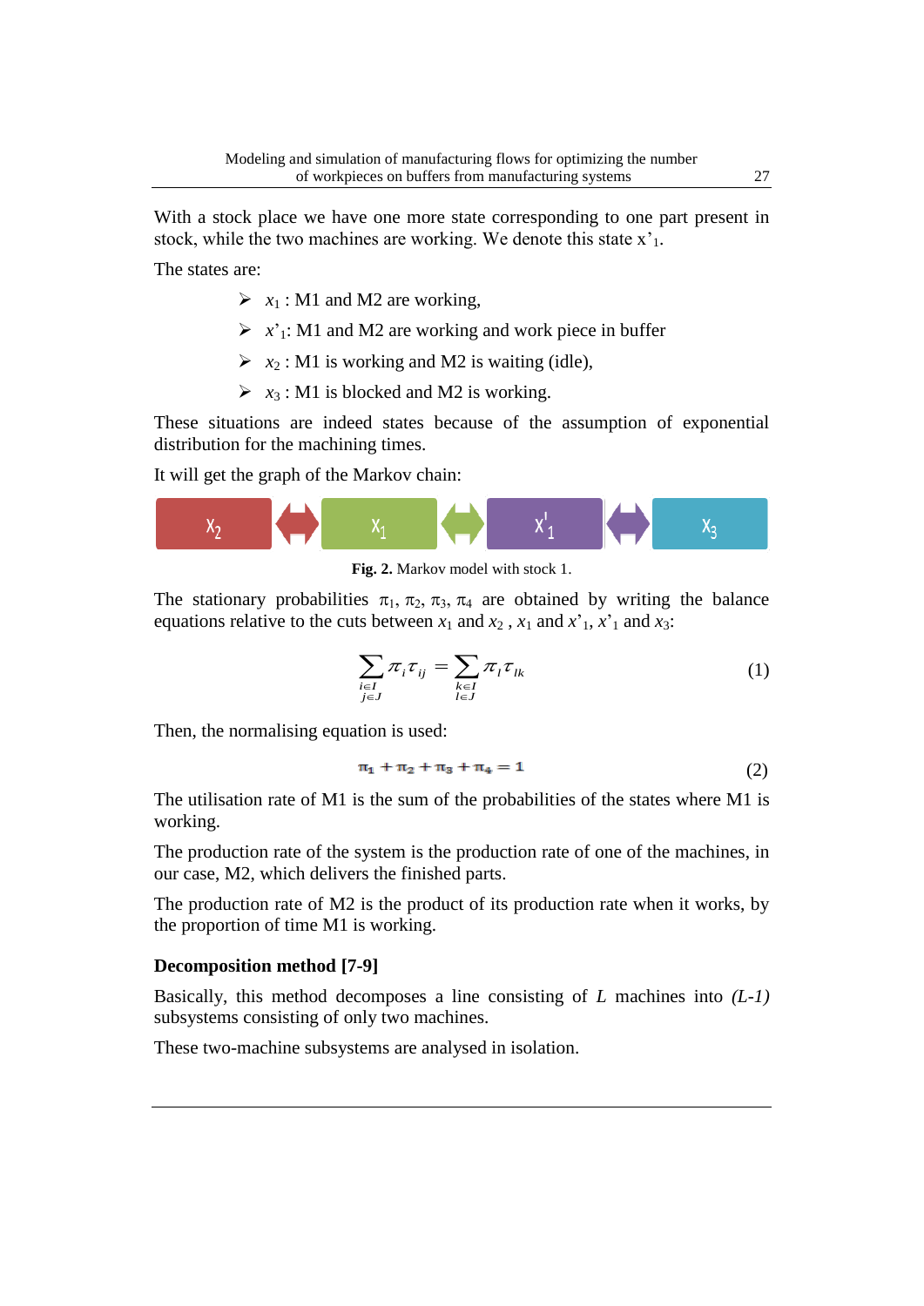With a stock place we have one more state corresponding to one part present in stock, while the two machines are working. We denote this state $x'_1$.

The states are:

- $x_1$ : M1 and M2 are working,
- $x'_1$: M1 and M2 are working and work piece in buffer
- $x_2$ : M1 is working and M2 is waiting (idle),
- $x_3$ : M1 is blocked and M2 is working.

These situations are indeed states because of the assumption of exponential distribution for the machining times.

It will get the graph of the Markov chain:

$X_2$ ⟷ $X_1$ ⟷ $X'_1$ ⟷ $X_3$

**Fig. 2.** Markov model with stock 1.

The stationary probabilities $\pi_1$, $\pi_2$, $\pi_3$, $\pi_4$ are obtained by writing the balance equations relative to the cuts between $x_1$ and $x_2$ , $x_1$ and $x'_1$, $x'_1$ and $x_3$:

$$\sum_{\substack{i \in I \\ j \in J}} \pi_i \tau_{ij} = \sum_{\substack{k \in I \\ l \in J}} \pi_l \tau_{lk} \tag{1}$$

Then, the normalising equation is used:

$$\pi_1 + \pi_2 + \pi_3 + \pi_4 = 1 \tag{2}$$

The utilisation rate of M1 is the sum of the probabilities of the states where M1 is working.

The production rate of the system is the production rate of one of the machines, in our case, M2, which delivers the finished parts.

The production rate of M2 is the product of its production rate when it works, by the proportion of time M1 is working.

**Decomposition method [7-9]**

Basically, this method decomposes a line consisting of $L$ machines into *(L-1)* subsystems consisting of only two machines.

These two-machine subsystems are analysed in isolation.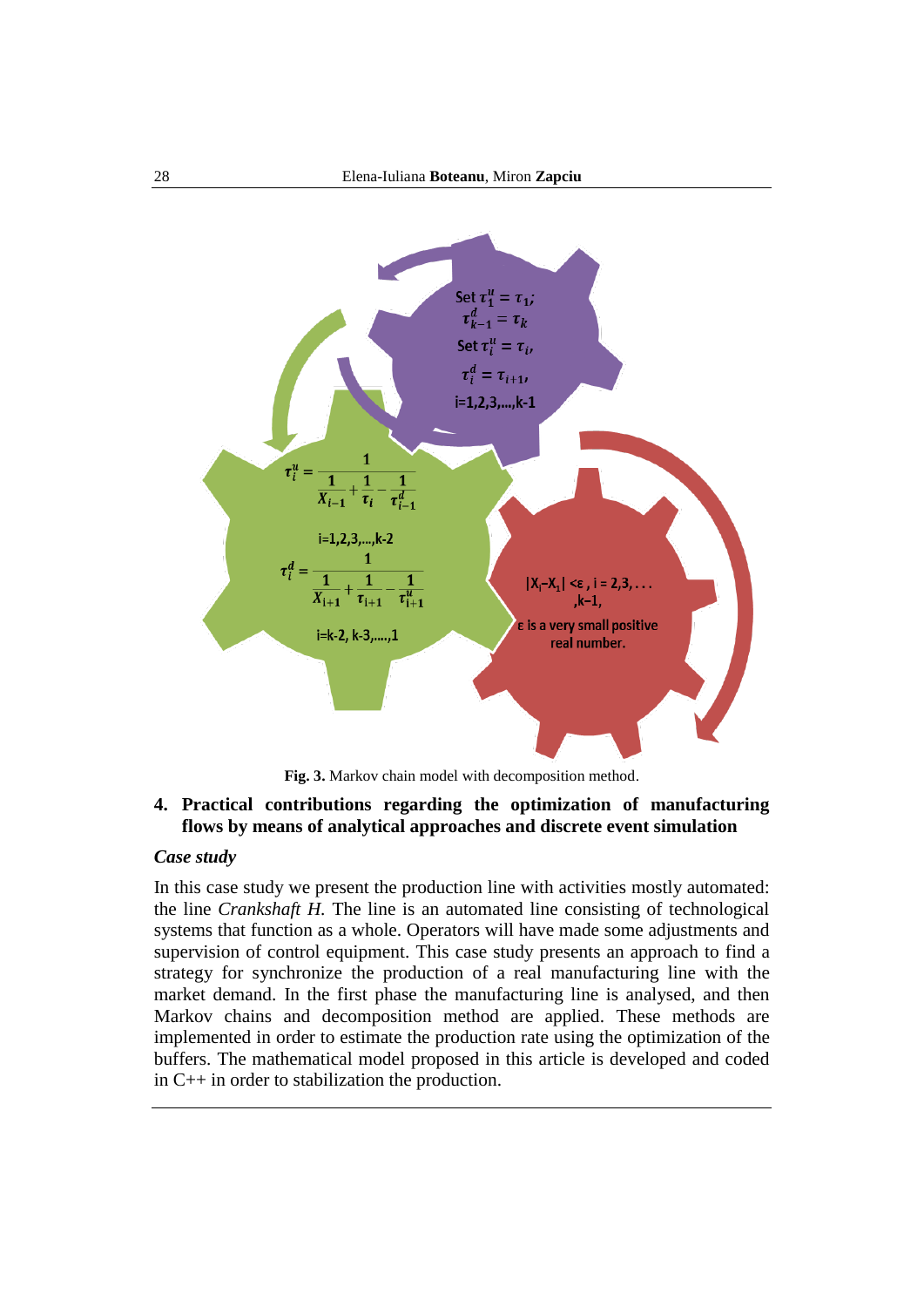Set $\tau_1^u = \tau_1$;
$\tau_{k-1}^d = \tau_k$
Set $\tau_i^u = \tau_i$,
$\tau_i^d = \tau_{i+1}$,
i=1,2,3,...,k-1

$$\tau_i^u = \frac{1}{\frac{1}{X_{i-1}} + \frac{1}{\tau_i} - \frac{1}{\tau_{i-1}^d}}$$

i=1,2,3,...,k-2

$$\tau_i^d = \frac{1}{\frac{1}{X_{i+1}} + \frac{1}{\tau_{i+1}} - \frac{1}{\tau_{i+1}^u}}$$

i=k-2, k-3,....,1

$|X_i - X_1| < \varepsilon$, i = 2,3,... ,k−1,

ε is a very small positive real number.

**Fig. 3.** Markov chain model with decomposition method.

## 4. Practical contributions regarding the optimization of manufacturing flows by means of analytical approaches and discrete event simulation

### *Case study*

In this case study we present the production line with activities mostly automated: the line *Crankshaft H.* The line is an automated line consisting of technological systems that function as a whole. Operators will have made some adjustments and supervision of control equipment. This case study presents an approach to find a strategy for synchronize the production of a real manufacturing line with the market demand. In the first phase the manufacturing line is analysed, and then Markov chains and decomposition method are applied. These methods are implemented in order to estimate the production rate using the optimization of the buffers. The mathematical model proposed in this article is developed and coded in C++ in order to stabilization the production.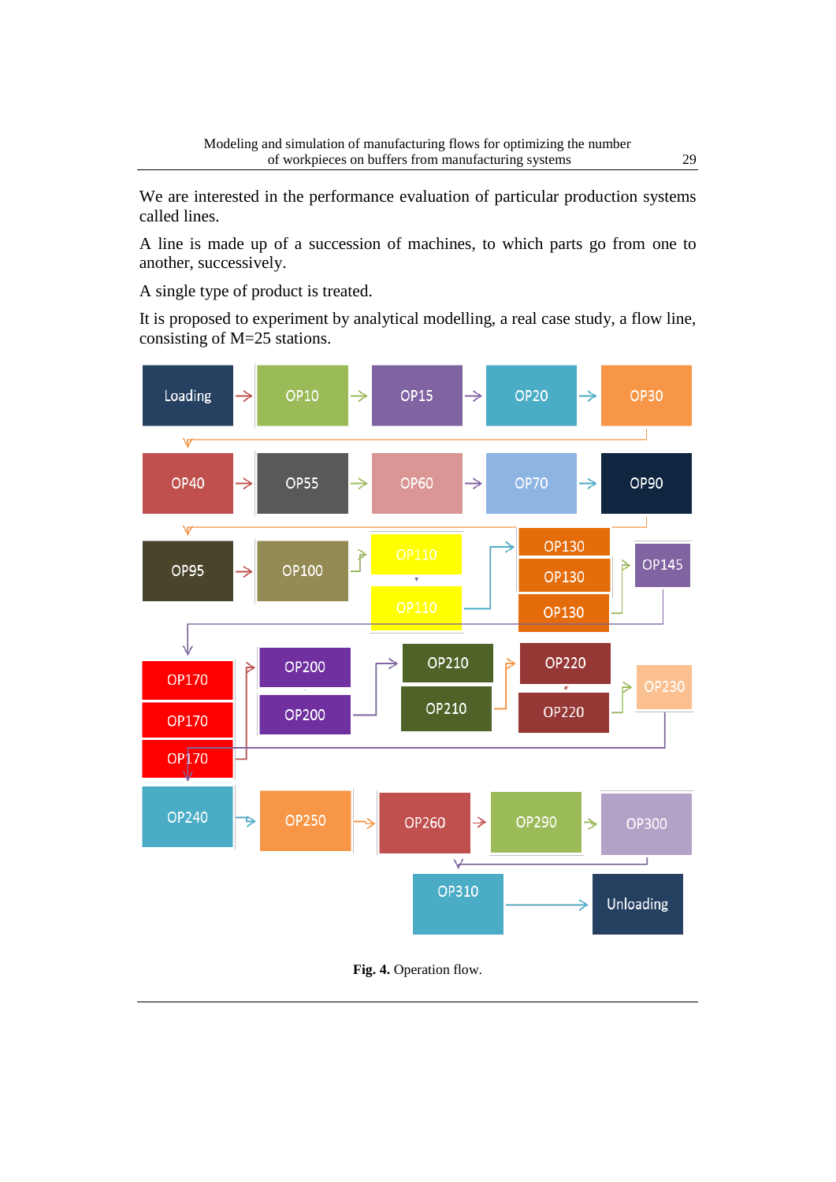We are interested in the performance evaluation of particular production systems called lines.

A line is made up of a succession of machines, to which parts go from one to another, successively.

A single type of product is treated.

It is proposed to experiment by analytical modelling, a real case study, a flow line, consisting of M=25 stations.

Loading → OP10 → OP15 → OP20 → OP30

OP40 → OP55 → OP60 → OP70 → OP90

OP95 → OP100 → OP110 / OP110 → OP130 / OP130 / OP130 → OP145

OP170 / OP170 / OP170 → OP200 / OP200 → OP210 / OP210 → OP220 / OP220 → OP230

OP240 → OP250 → OP260 → OP290 → OP300

OP310 → Unloading

**Fig. 4.** Operation flow.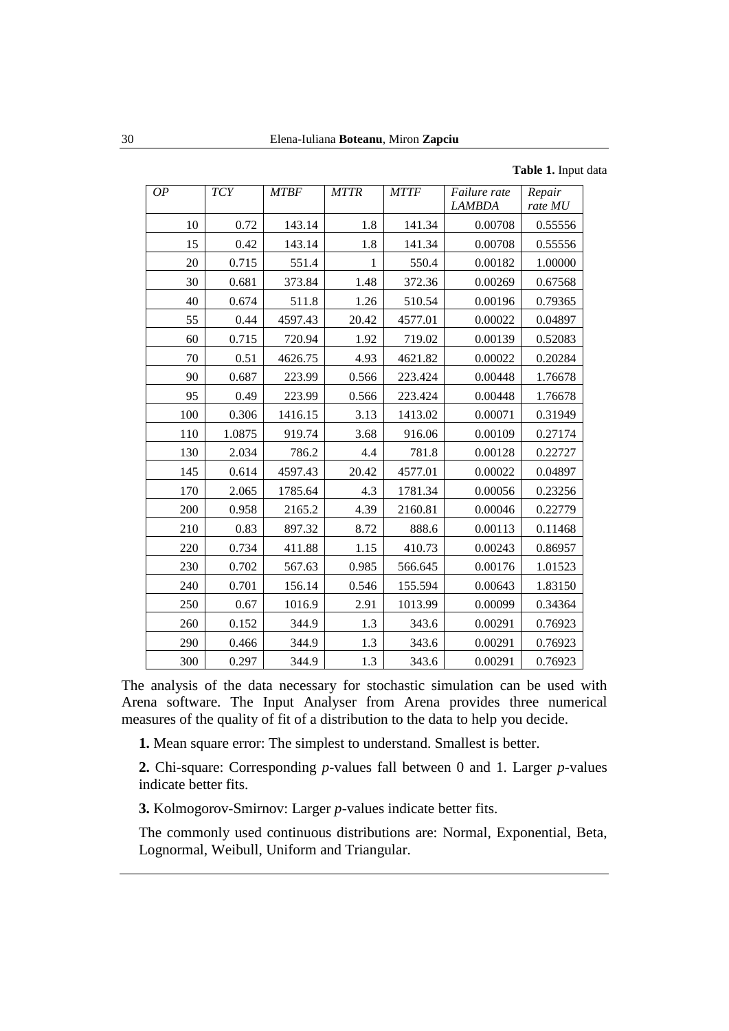**Table 1.** Input data

| *OP* | *TCY* | *MTBF* | *MTTR* | *MTTF* | *Failure rate LAMBDA* | *Repair rate MU* |
|---|---|---|---|---|---|---|
| 10 | 0.72 | 143.14 | 1.8 | 141.34 | 0.00708 | 0.55556 |
| 15 | 0.42 | 143.14 | 1.8 | 141.34 | 0.00708 | 0.55556 |
| 20 | 0.715 | 551.4 | 1 | 550.4 | 0.00182 | 1.00000 |
| 30 | 0.681 | 373.84 | 1.48 | 372.36 | 0.00269 | 0.67568 |
| 40 | 0.674 | 511.8 | 1.26 | 510.54 | 0.00196 | 0.79365 |
| 55 | 0.44 | 4597.43 | 20.42 | 4577.01 | 0.00022 | 0.04897 |
| 60 | 0.715 | 720.94 | 1.92 | 719.02 | 0.00139 | 0.52083 |
| 70 | 0.51 | 4626.75 | 4.93 | 4621.82 | 0.00022 | 0.20284 |
| 90 | 0.687 | 223.99 | 0.566 | 223.424 | 0.00448 | 1.76678 |
| 95 | 0.49 | 223.99 | 0.566 | 223.424 | 0.00448 | 1.76678 |
| 100 | 0.306 | 1416.15 | 3.13 | 1413.02 | 0.00071 | 0.31949 |
| 110 | 1.0875 | 919.74 | 3.68 | 916.06 | 0.00109 | 0.27174 |
| 130 | 2.034 | 786.2 | 4.4 | 781.8 | 0.00128 | 0.22727 |
| 145 | 0.614 | 4597.43 | 20.42 | 4577.01 | 0.00022 | 0.04897 |
| 170 | 2.065 | 1785.64 | 4.3 | 1781.34 | 0.00056 | 0.23256 |
| 200 | 0.958 | 2165.2 | 4.39 | 2160.81 | 0.00046 | 0.22779 |
| 210 | 0.83 | 897.32 | 8.72 | 888.6 | 0.00113 | 0.11468 |
| 220 | 0.734 | 411.88 | 1.15 | 410.73 | 0.00243 | 0.86957 |
| 230 | 0.702 | 567.63 | 0.985 | 566.645 | 0.00176 | 1.01523 |
| 240 | 0.701 | 156.14 | 0.546 | 155.594 | 0.00643 | 1.83150 |
| 250 | 0.67 | 1016.9 | 2.91 | 1013.99 | 0.00099 | 0.34364 |
| 260 | 0.152 | 344.9 | 1.3 | 343.6 | 0.00291 | 0.76923 |
| 290 | 0.466 | 344.9 | 1.3 | 343.6 | 0.00291 | 0.76923 |
| 300 | 0.297 | 344.9 | 1.3 | 343.6 | 0.00291 | 0.76923 |

The analysis of the data necessary for stochastic simulation can be used with Arena software. The Input Analyser from Arena provides three numerical measures of the quality of fit of a distribution to the data to help you decide.

**1.** Mean square error: The simplest to understand. Smallest is better.

**2.** Chi-square: Corresponding *p*-values fall between 0 and 1. Larger *p*-values indicate better fits.

**3.** Kolmogorov-Smirnov: Larger *p*-values indicate better fits.

The commonly used continuous distributions are: Normal, Exponential, Beta, Lognormal, Weibull, Uniform and Triangular.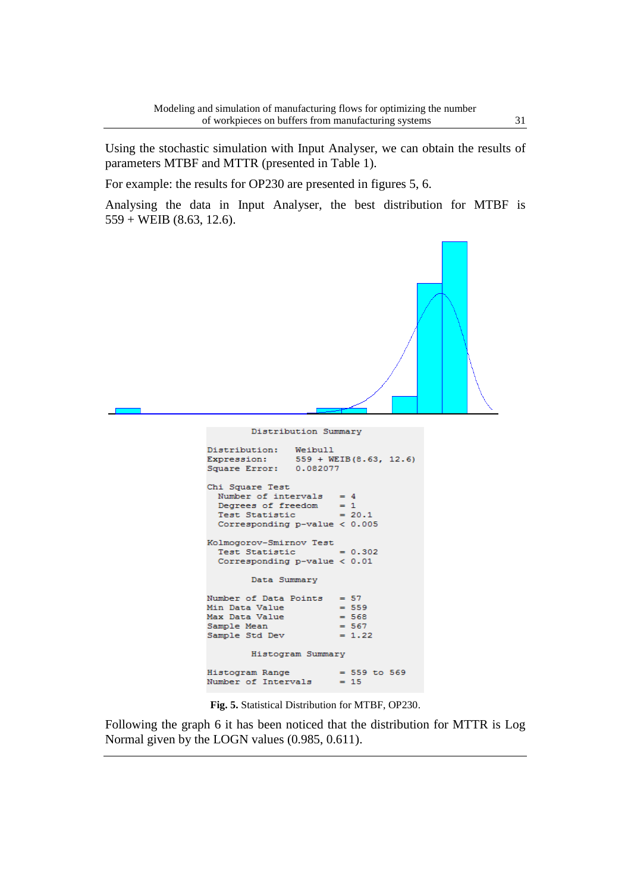Using the stochastic simulation with Input Analyser, we can obtain the results of parameters MTBF and MTTR (presented in Table 1).

For example: the results for OP230 are presented in figures 5, 6.

Analysing the data in Input Analyser, the best distribution for MTBF is 559 + WEIB (8.63, 12.6).

```
        Distribution Summary

Distribution:   Weibull
Expression:     559 + WEIB(8.63, 12.6)
Square Error:   0.082077

Chi Square Test
  Number of intervals   = 4
  Degrees of freedom    = 1
  Test Statistic        = 20.1
  Corresponding p-value < 0.005

Kolmogorov-Smirnov Test
  Test Statistic        = 0.302
  Corresponding p-value < 0.01

        Data Summary

Number of Data Points   = 57
Min Data Value          = 559
Max Data Value          = 568
Sample Mean             = 567
Sample Std Dev          = 1.22

        Histogram Summary

Histogram Range         = 559 to 569
Number of Intervals     = 15
```

**Fig. 5.** Statistical Distribution for MTBF, OP230.

Following the graph 6 it has been noticed that the distribution for MTTR is Log Normal given by the LOGN values (0.985, 0.611).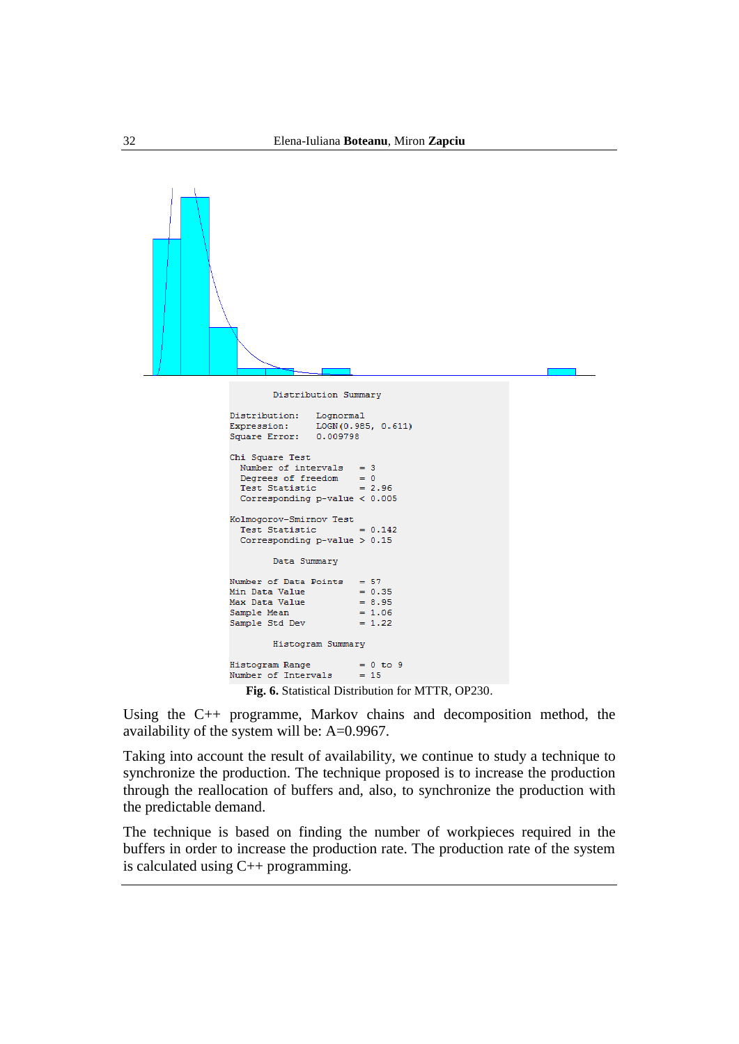```
        Distribution Summary

Distribution:   Lognormal
Expression:     LOGN(0.985, 0.611)
Square Error:   0.009798

Chi Square Test
  Number of intervals   = 3
  Degrees of freedom    = 0
  Test Statistic        = 2.96
  Corresponding p-value < 0.005

Kolmogorov-Smirnov Test
  Test Statistic        = 0.142
  Corresponding p-value > 0.15

        Data Summary

Number of Data Points   = 57
Min Data Value          = 0.35
Max Data Value          = 8.95
Sample Mean             = 1.06
Sample Std Dev          = 1.22

        Histogram Summary

Histogram Range         = 0 to 9
Number of Intervals     = 15
```

**Fig. 6.** Statistical Distribution for MTTR, OP230.

Using the C++ programme, Markov chains and decomposition method, the availability of the system will be: A=0.9967.

Taking into account the result of availability, we continue to study a technique to synchronize the production. The technique proposed is to increase the production through the reallocation of buffers and, also, to synchronize the production with the predictable demand.

The technique is based on finding the number of workpieces required in the buffers in order to increase the production rate. The production rate of the system is calculated using C++ programming.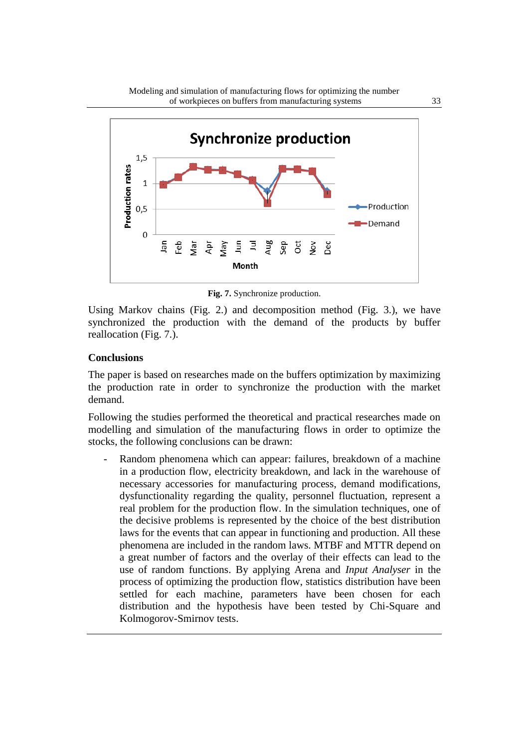**Fig. 7.** Synchronize production.

Using Markov chains (Fig. 2.) and decomposition method (Fig. 3.), we have synchronized the production with the demand of the products by buffer reallocation (Fig. 7.).

### Conclusions

The paper is based on researches made on the buffers optimization by maximizing the production rate in order to synchronize the production with the market demand.

Following the studies performed the theoretical and practical researches made on modelling and simulation of the manufacturing flows in order to optimize the stocks, the following conclusions can be drawn:

- Random phenomena which can appear: failures, breakdown of a machine in a production flow, electricity breakdown, and lack in the warehouse of necessary accessories for manufacturing process, demand modifications, dysfunctionality regarding the quality, personnel fluctuation, represent a real problem for the production flow. In the simulation techniques, one of the decisive problems is represented by the choice of the best distribution laws for the events that can appear in functioning and production. All these phenomena are included in the random laws. MTBF and MTTR depend on a great number of factors and the overlay of their effects can lead to the use of random functions. By applying Arena and *Input Analyser* in the process of optimizing the production flow, statistics distribution have been settled for each machine, parameters have been chosen for each distribution and the hypothesis have been tested by Chi-Square and Kolmogorov-Smirnov tests.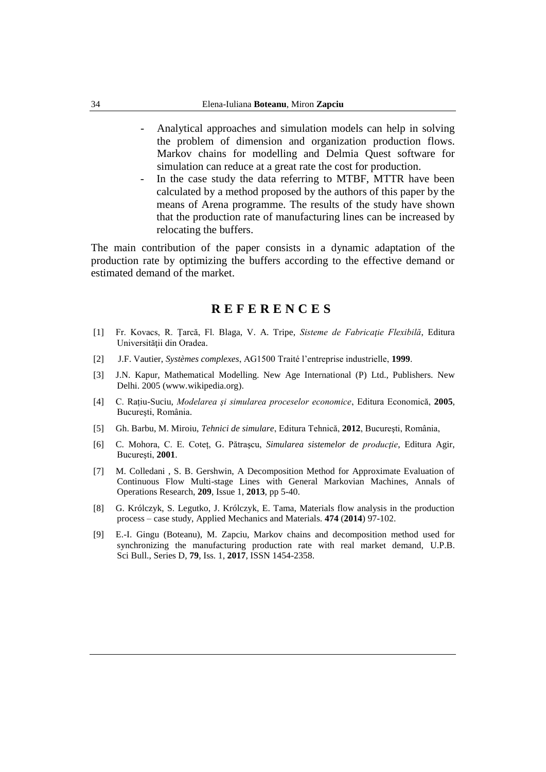- Analytical approaches and simulation models can help in solving the problem of dimension and organization production flows. Markov chains for modelling and Delmia Quest software for simulation can reduce at a great rate the cost for production.
- In the case study the data referring to MTBF, MTTR have been calculated by a method proposed by the authors of this paper by the means of Arena programme. The results of the study have shown that the production rate of manufacturing lines can be increased by relocating the buffers.

The main contribution of the paper consists in a dynamic adaptation of the production rate by optimizing the buffers according to the effective demand or estimated demand of the market.

## R E F E R E N C E S

[1] Fr. Kovacs, R. Ţarcă, Fl. Blaga, V. A. Tripe, *Sisteme de Fabricaţie Flexibilă*, Editura Universităţii din Oradea.

[2] J.F. Vautier, *Systèmes complexes*, AG1500 Traité l'entreprise industrielle, **1999**.

[3] J.N. Kapur, Mathematical Modelling. New Age International (P) Ltd., Publishers. New Delhi. 2005 (www.wikipedia.org).

[4] C. Raţiu-Suciu, *Modelarea şi simularea proceselor economice*, Editura Economică, **2005**, Bucureşti, România.

[5] Gh. Barbu, M. Miroiu, *Tehnici de simulare*, Editura Tehnică, **2012**, Bucureşti, România,

[6] C. Mohora, C. E. Coteţ, G. Pătraşcu, *Simularea sistemelor de producţie*, Editura Agir, Bucureşti, **2001**.

[7] M. Colledani , S. B. Gershwin, A Decomposition Method for Approximate Evaluation of Continuous Flow Multi-stage Lines with General Markovian Machines, Annals of Operations Research, **209**, Issue 1, **2013**, pp 5-40.

[8] G. Królczyk, S. Legutko, J. Królczyk, E. Tama, Materials flow analysis in the production process – case study, Applied Mechanics and Materials. **474** (**2014**) 97-102.

[9] E.-I. Gingu (Boteanu), M. Zapciu, Markov chains and decomposition method used for synchronizing the manufacturing production rate with real market demand, U.P.B. Sci Bull., Series D, **79**, Iss. 1, **2017**, ISSN 1454-2358.